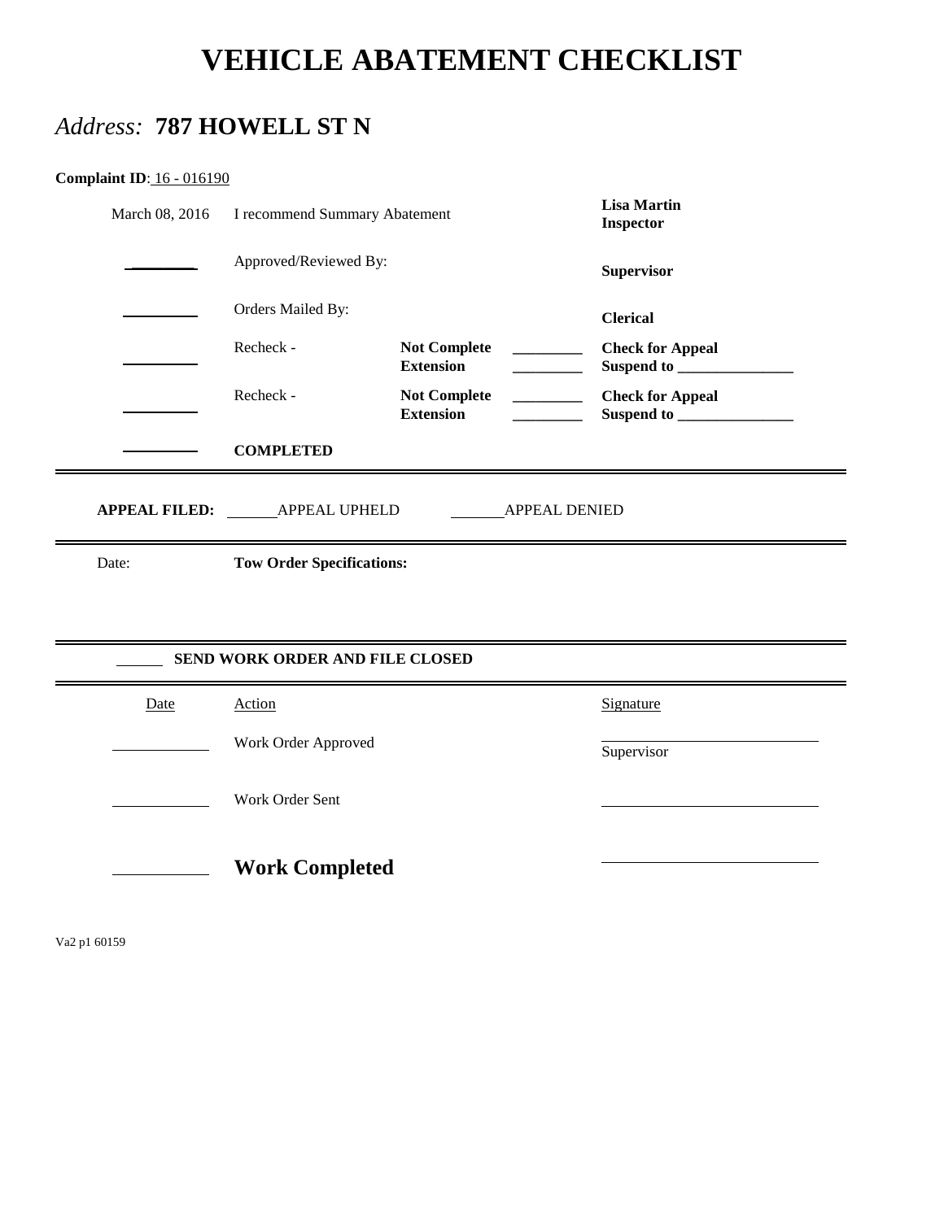# VEHICLE ABATEMENT CHECKLIST

## *Address:* **787 HOWELL ST N**

**Complaint ID**: 16 - 016190

| | | | | |
|---|---|---|---|---|
| March 08, 2016 | I recommend Summary Abatement | | | **Lisa Martin** **Inspector** |
| ________ | Approved/Reviewed By: | | | **Supervisor** |
| ________ | Orders Mailed By: | | | **Clerical** |
| ________ | Recheck - | **Not Complete** **Extension** | ________ ________ | **Check for Appeal** **Suspend to** ______________ |
| ________ | Recheck - | **Not Complete** **Extension** | ________ ________ | **Check for Appeal** **Suspend to** ______________ |
| ________ | **COMPLETED** | | | |

**APPEAL FILED:** ______APPEAL UPHELD ______APPEAL DENIED

Date: **Tow Order Specifications:**

______ **SEND WORK ORDER AND FILE CLOSED**

| Date | Action | Signature |
|---|---|---|
| __________ | Work Order Approved | __________________________ Supervisor |
| __________ | Work Order Sent | __________________________ |
| __________ | **Work Completed** | __________________________ |

Va2 p1 60159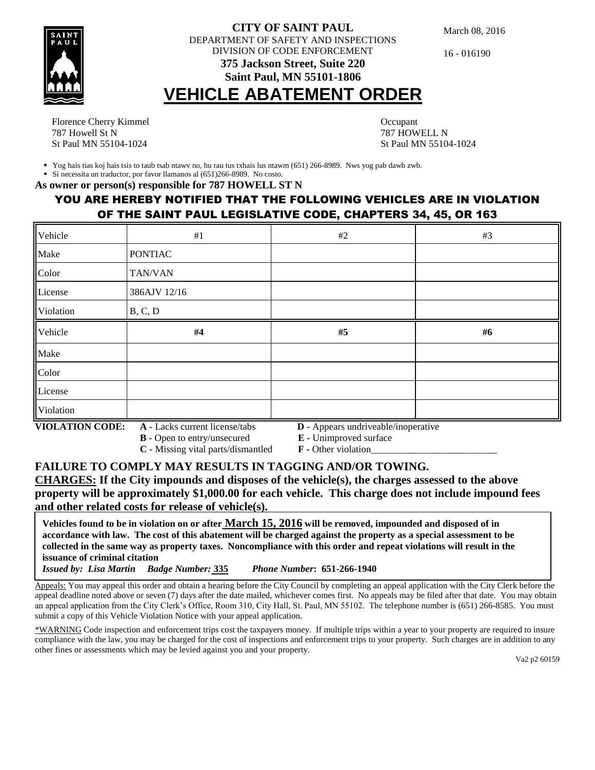**CITY OF SAINT PAUL**
DEPARTMENT OF SAFETY AND INSPECTIONS
DIVISION OF CODE ENFORCEMENT
**375 Jackson Street, Suite 220**
**Saint Paul, MN 55101-1806**

March 08, 2016

16 - 016190

# VEHICLE ABATEMENT ORDER

Florence Cherry Kimmel
787 Howell St N
St Paul MN 55104-1024

Occupant
787 HOWELL N
St Paul MN 55104-1024

- Yog hais tias koj hais tsis to taub tsab ntawv no, hu rau tus txhais lus ntawm (651) 266-8989. Nws yog pab dawb zwb.
- Si necessita un traductor, por favor llamanos al (651)266-8989. No costo.

**As owner or person(s) responsible for 787 HOWELL ST N**

## YOU ARE HEREBY NOTIFIED THAT THE FOLLOWING VEHICLES ARE IN VIOLATION OF THE SAINT PAUL LEGISLATIVE CODE, CHAPTERS 34, 45, OR 163

| Vehicle | #1 | #2 | #3 |
|---|---|---|---|
| Make | PONTIAC | | |
| Color | TAN/VAN | | |
| License | 386AJV 12/16 | | |
| Violation | B, C, D | | |
| Vehicle | **#4** | **#5** | **#6** |
| Make | | | |
| Color | | | |
| License | | | |
| Violation | | | |

**VIOLATION CODE:**
**A -** Lacks current license/tabs
**B -** Open to entry/unsecured
**C -** Missing vital parts/dismantled
**D -** Appears undriveable/inoperative
**E -** Unimproved surface
**F -** Other violation_________________________

**FAILURE TO COMPLY MAY RESULTS IN TAGGING AND/OR TOWING.**

**CHARGES: If the City impounds and disposes of the vehicle(s), the charges assessed to the above property will be approximately $1,000.00 for each vehicle. This charge does not include impound fees and other related costs for release of vehicle(s).**

**Vehicles found to be in violation on or after March 15, 2016 will be removed, impounded and disposed of in accordance with law. The cost of this abatement will be charged against the property as a special assessment to be collected in the same way as property taxes. Noncompliance with this order and repeat violations will result in the issuance of criminal citation**

***Issued by: Lisa Martin*** ***Badge Number:* 335** ***Phone Number*: 651-266-1940**

Appeals: You may appeal this order and obtain a hearing before the City Council by completing an appeal application with the City Clerk before the appeal deadline noted above or seven (7) days after the date mailed, whichever comes first. No appeals may be filed after that date. You may obtain an appeal application from the City Clerk's Office, Room 310, City Hall, St. Paul, MN 55102. The telephone number is (651) 266-8585. You must submit a copy of this Vehicle Violation Notice with your appeal application.

*WARNING Code inspection and enforcement trips cost the taxpayers money. If multiple trips within a year to your property are required to insure compliance with the law, you may be charged for the cost of inspections and enforcement trips to your property. Such charges are in addition to any other fines or assessments which may be levied against you and your property.

Va2 p2 60159